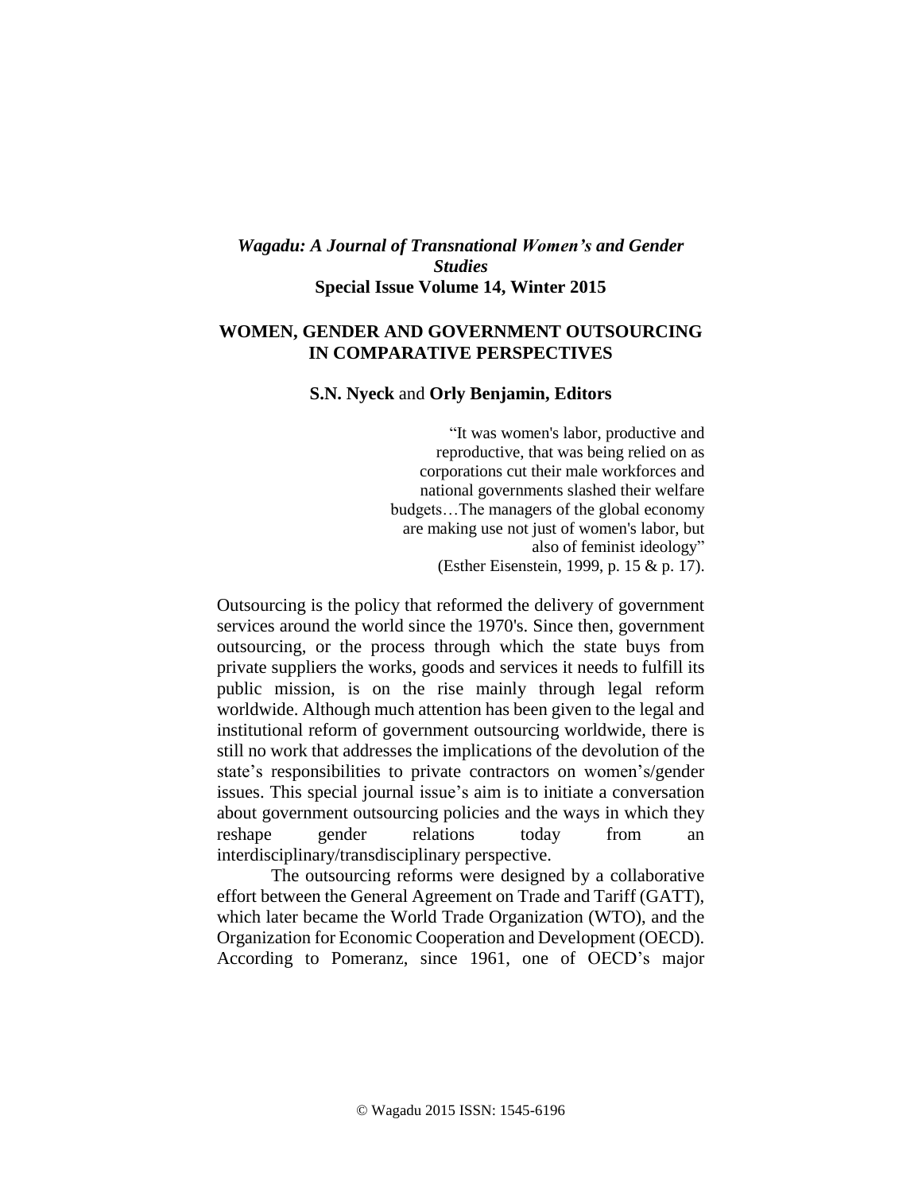***Wagadu: A Journal of Transnational Women's and Gender Studies***
**Special Issue Volume 14, Winter 2015**

# WOMEN, GENDER AND GOVERNMENT OUTSOURCING IN COMPARATIVE PERSPECTIVES

**S.N. Nyeck** and **Orly Benjamin, Editors**

> "It was women's labor, productive and reproductive, that was being relied on as corporations cut their male workforces and national governments slashed their welfare budgets…The managers of the global economy are making use not just of women's labor, but also of feminist ideology"
> (Esther Eisenstein, 1999, p. 15 & p. 17).

Outsourcing is the policy that reformed the delivery of government services around the world since the 1970's. Since then, government outsourcing, or the process through which the state buys from private suppliers the works, goods and services it needs to fulfill its public mission, is on the rise mainly through legal reform worldwide. Although much attention has been given to the legal and institutional reform of government outsourcing worldwide, there is still no work that addresses the implications of the devolution of the state's responsibilities to private contractors on women's/gender issues. This special journal issue's aim is to initiate a conversation about government outsourcing policies and the ways in which they reshape gender relations today from an interdisciplinary/transdisciplinary perspective.

The outsourcing reforms were designed by a collaborative effort between the General Agreement on Trade and Tariff (GATT), which later became the World Trade Organization (WTO), and the Organization for Economic Cooperation and Development (OECD). According to Pomeranz, since 1961, one of OECD's major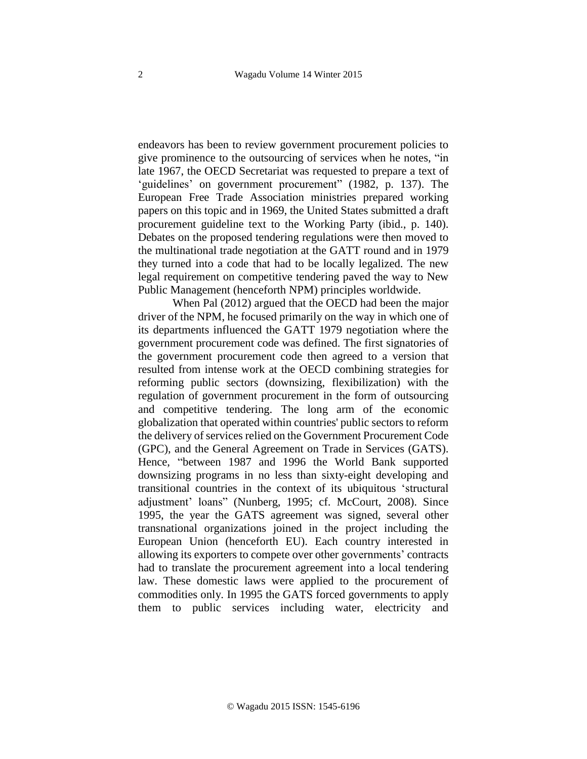endeavors has been to review government procurement policies to give prominence to the outsourcing of services when he notes, "in late 1967, the OECD Secretariat was requested to prepare a text of 'guidelines' on government procurement" (1982, p. 137). The European Free Trade Association ministries prepared working papers on this topic and in 1969, the United States submitted a draft procurement guideline text to the Working Party (ibid., p. 140). Debates on the proposed tendering regulations were then moved to the multinational trade negotiation at the GATT round and in 1979 they turned into a code that had to be locally legalized. The new legal requirement on competitive tendering paved the way to New Public Management (henceforth NPM) principles worldwide.

When Pal (2012) argued that the OECD had been the major driver of the NPM, he focused primarily on the way in which one of its departments influenced the GATT 1979 negotiation where the government procurement code was defined. The first signatories of the government procurement code then agreed to a version that resulted from intense work at the OECD combining strategies for reforming public sectors (downsizing, flexibilization) with the regulation of government procurement in the form of outsourcing and competitive tendering. The long arm of the economic globalization that operated within countries' public sectors to reform the delivery of services relied on the Government Procurement Code (GPC), and the General Agreement on Trade in Services (GATS). Hence, "between 1987 and 1996 the World Bank supported downsizing programs in no less than sixty-eight developing and transitional countries in the context of its ubiquitous 'structural adjustment' loans" (Nunberg, 1995; cf. McCourt, 2008). Since 1995, the year the GATS agreement was signed, several other transnational organizations joined in the project including the European Union (henceforth EU). Each country interested in allowing its exporters to compete over other governments' contracts had to translate the procurement agreement into a local tendering law. These domestic laws were applied to the procurement of commodities only. In 1995 the GATS forced governments to apply them to public services including water, electricity and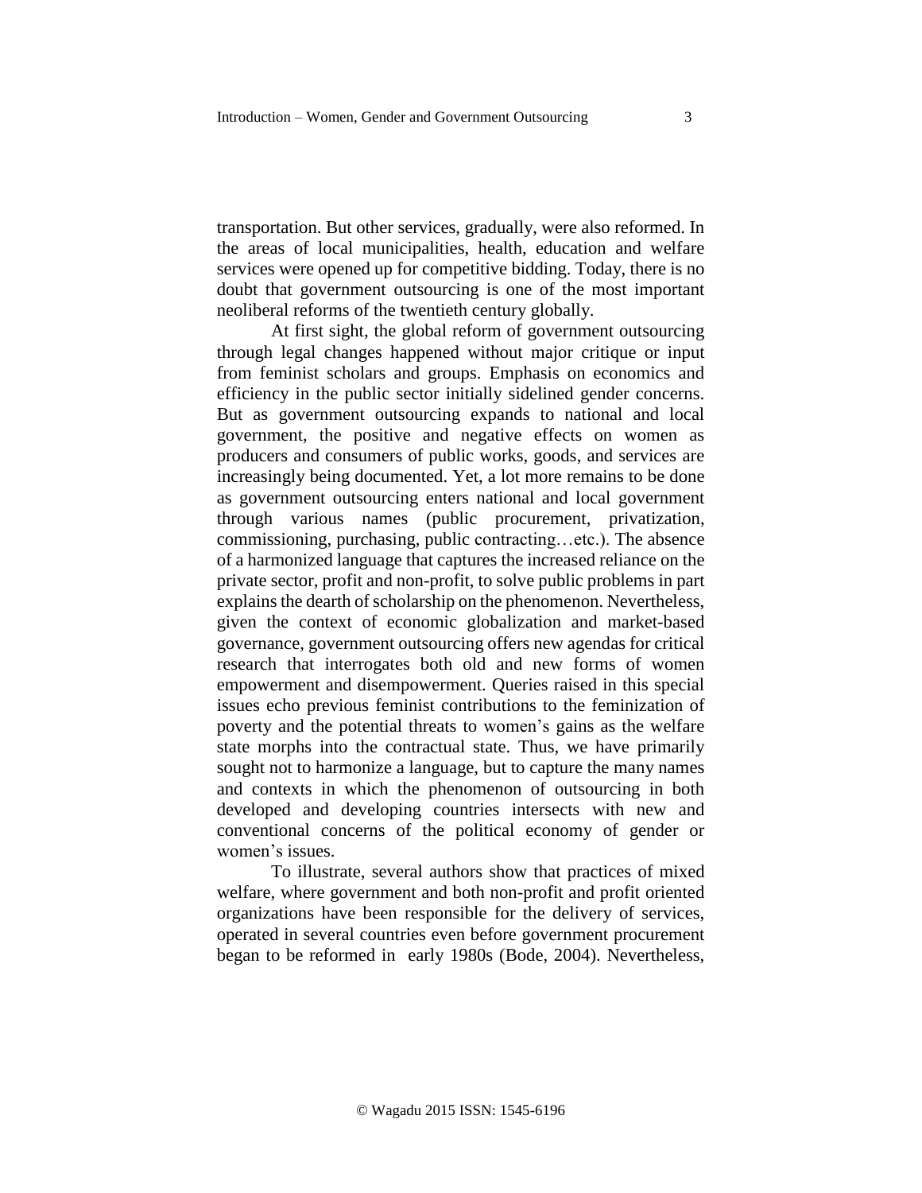transportation. But other services, gradually, were also reformed. In the areas of local municipalities, health, education and welfare services were opened up for competitive bidding. Today, there is no doubt that government outsourcing is one of the most important neoliberal reforms of the twentieth century globally.

At first sight, the global reform of government outsourcing through legal changes happened without major critique or input from feminist scholars and groups. Emphasis on economics and efficiency in the public sector initially sidelined gender concerns. But as government outsourcing expands to national and local government, the positive and negative effects on women as producers and consumers of public works, goods, and services are increasingly being documented. Yet, a lot more remains to be done as government outsourcing enters national and local government through various names (public procurement, privatization, commissioning, purchasing, public contracting…etc.). The absence of a harmonized language that captures the increased reliance on the private sector, profit and non-profit, to solve public problems in part explains the dearth of scholarship on the phenomenon. Nevertheless, given the context of economic globalization and market-based governance, government outsourcing offers new agendas for critical research that interrogates both old and new forms of women empowerment and disempowerment. Queries raised in this special issues echo previous feminist contributions to the feminization of poverty and the potential threats to women's gains as the welfare state morphs into the contractual state. Thus, we have primarily sought not to harmonize a language, but to capture the many names and contexts in which the phenomenon of outsourcing in both developed and developing countries intersects with new and conventional concerns of the political economy of gender or women's issues.

To illustrate, several authors show that practices of mixed welfare, where government and both non-profit and profit oriented organizations have been responsible for the delivery of services, operated in several countries even before government procurement began to be reformed in early 1980s (Bode, 2004). Nevertheless,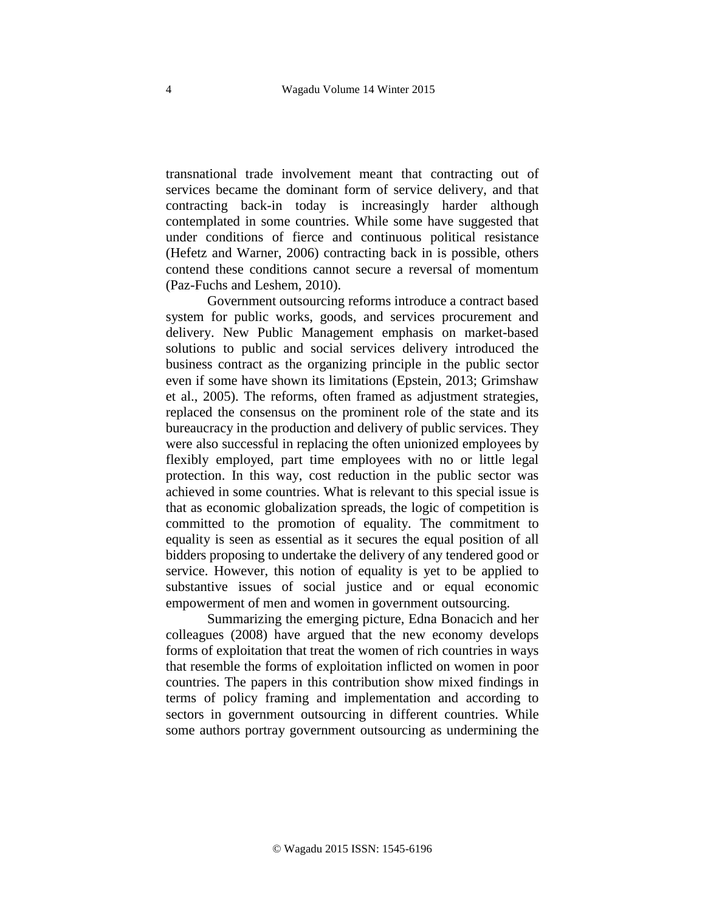transnational trade involvement meant that contracting out of services became the dominant form of service delivery, and that contracting back-in today is increasingly harder although contemplated in some countries. While some have suggested that under conditions of fierce and continuous political resistance (Hefetz and Warner, 2006) contracting back in is possible, others contend these conditions cannot secure a reversal of momentum (Paz-Fuchs and Leshem, 2010).

Government outsourcing reforms introduce a contract based system for public works, goods, and services procurement and delivery. New Public Management emphasis on market-based solutions to public and social services delivery introduced the business contract as the organizing principle in the public sector even if some have shown its limitations (Epstein, 2013; Grimshaw et al., 2005). The reforms, often framed as adjustment strategies, replaced the consensus on the prominent role of the state and its bureaucracy in the production and delivery of public services. They were also successful in replacing the often unionized employees by flexibly employed, part time employees with no or little legal protection. In this way, cost reduction in the public sector was achieved in some countries. What is relevant to this special issue is that as economic globalization spreads, the logic of competition is committed to the promotion of equality. The commitment to equality is seen as essential as it secures the equal position of all bidders proposing to undertake the delivery of any tendered good or service. However, this notion of equality is yet to be applied to substantive issues of social justice and or equal economic empowerment of men and women in government outsourcing.

Summarizing the emerging picture, Edna Bonacich and her colleagues (2008) have argued that the new economy develops forms of exploitation that treat the women of rich countries in ways that resemble the forms of exploitation inflicted on women in poor countries. The papers in this contribution show mixed findings in terms of policy framing and implementation and according to sectors in government outsourcing in different countries. While some authors portray government outsourcing as undermining the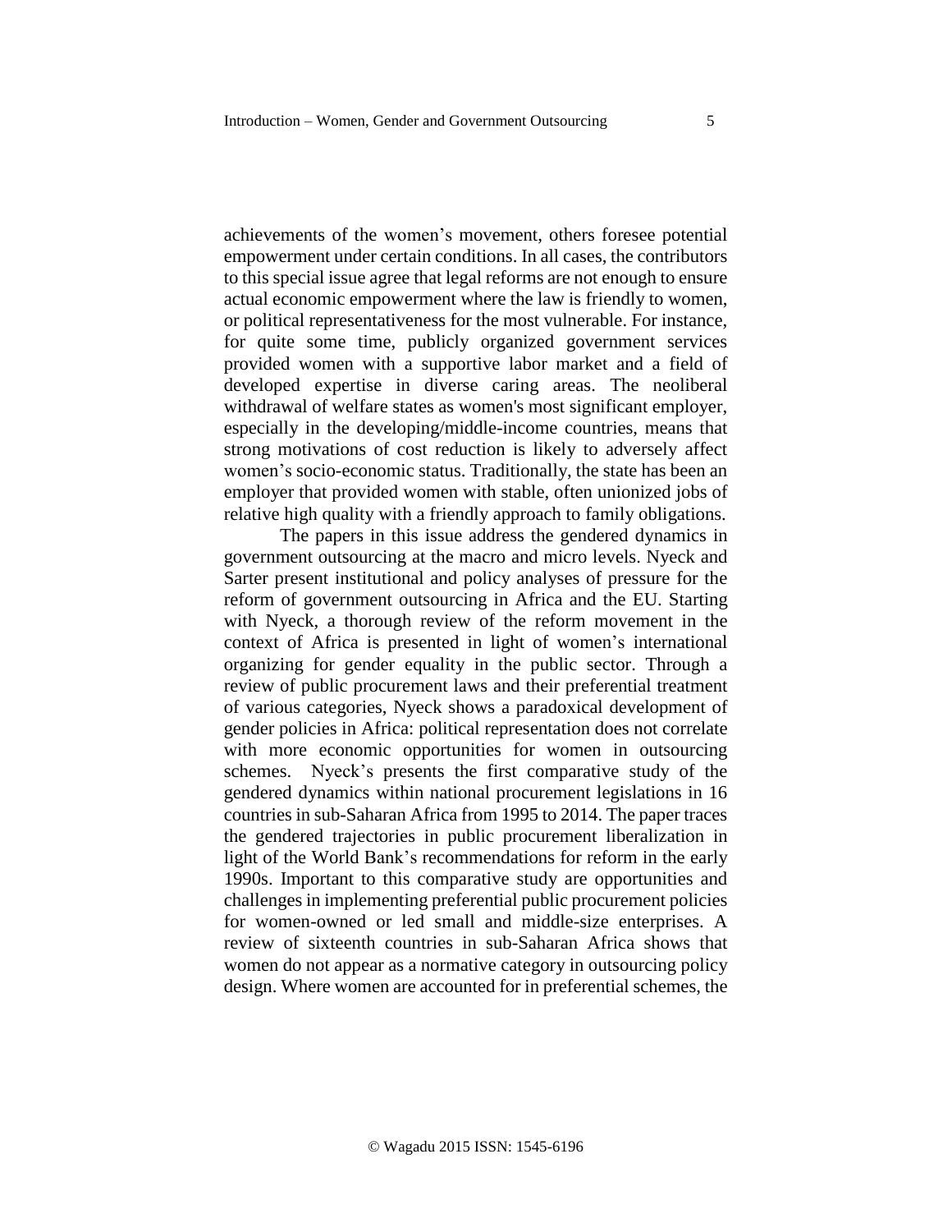achievements of the women's movement, others foresee potential empowerment under certain conditions. In all cases, the contributors to this special issue agree that legal reforms are not enough to ensure actual economic empowerment where the law is friendly to women, or political representativeness for the most vulnerable. For instance, for quite some time, publicly organized government services provided women with a supportive labor market and a field of developed expertise in diverse caring areas. The neoliberal withdrawal of welfare states as women's most significant employer, especially in the developing/middle-income countries, means that strong motivations of cost reduction is likely to adversely affect women's socio-economic status. Traditionally, the state has been an employer that provided women with stable, often unionized jobs of relative high quality with a friendly approach to family obligations.

The papers in this issue address the gendered dynamics in government outsourcing at the macro and micro levels. Nyeck and Sarter present institutional and policy analyses of pressure for the reform of government outsourcing in Africa and the EU. Starting with Nyeck, a thorough review of the reform movement in the context of Africa is presented in light of women's international organizing for gender equality in the public sector. Through a review of public procurement laws and their preferential treatment of various categories, Nyeck shows a paradoxical development of gender policies in Africa: political representation does not correlate with more economic opportunities for women in outsourcing schemes. Nyeck's presents the first comparative study of the gendered dynamics within national procurement legislations in 16 countries in sub-Saharan Africa from 1995 to 2014. The paper traces the gendered trajectories in public procurement liberalization in light of the World Bank's recommendations for reform in the early 1990s. Important to this comparative study are opportunities and challenges in implementing preferential public procurement policies for women-owned or led small and middle-size enterprises. A review of sixteenth countries in sub-Saharan Africa shows that women do not appear as a normative category in outsourcing policy design. Where women are accounted for in preferential schemes, the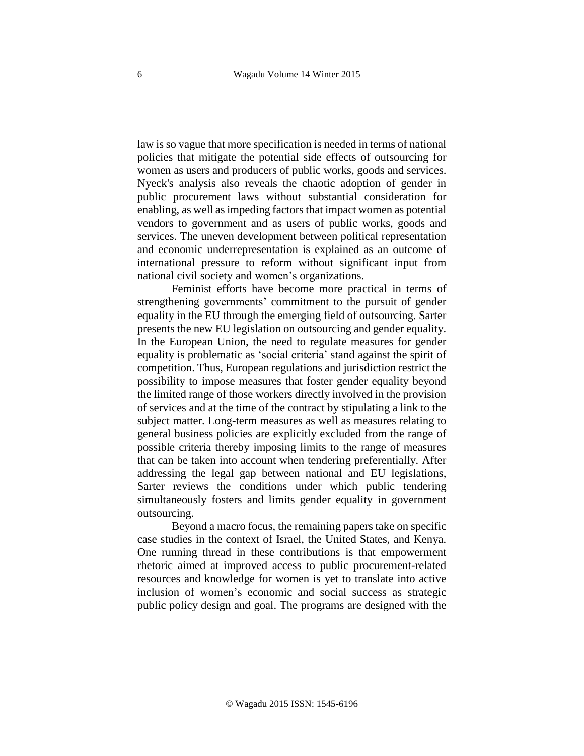law is so vague that more specification is needed in terms of national policies that mitigate the potential side effects of outsourcing for women as users and producers of public works, goods and services. Nyeck's analysis also reveals the chaotic adoption of gender in public procurement laws without substantial consideration for enabling, as well as impeding factors that impact women as potential vendors to government and as users of public works, goods and services. The uneven development between political representation and economic underrepresentation is explained as an outcome of international pressure to reform without significant input from national civil society and women's organizations.

Feminist efforts have become more practical in terms of strengthening governments' commitment to the pursuit of gender equality in the EU through the emerging field of outsourcing. Sarter presents the new EU legislation on outsourcing and gender equality. In the European Union, the need to regulate measures for gender equality is problematic as 'social criteria' stand against the spirit of competition. Thus, European regulations and jurisdiction restrict the possibility to impose measures that foster gender equality beyond the limited range of those workers directly involved in the provision of services and at the time of the contract by stipulating a link to the subject matter. Long-term measures as well as measures relating to general business policies are explicitly excluded from the range of possible criteria thereby imposing limits to the range of measures that can be taken into account when tendering preferentially. After addressing the legal gap between national and EU legislations, Sarter reviews the conditions under which public tendering simultaneously fosters and limits gender equality in government outsourcing.

Beyond a macro focus, the remaining papers take on specific case studies in the context of Israel, the United States, and Kenya. One running thread in these contributions is that empowerment rhetoric aimed at improved access to public procurement-related resources and knowledge for women is yet to translate into active inclusion of women's economic and social success as strategic public policy design and goal. The programs are designed with the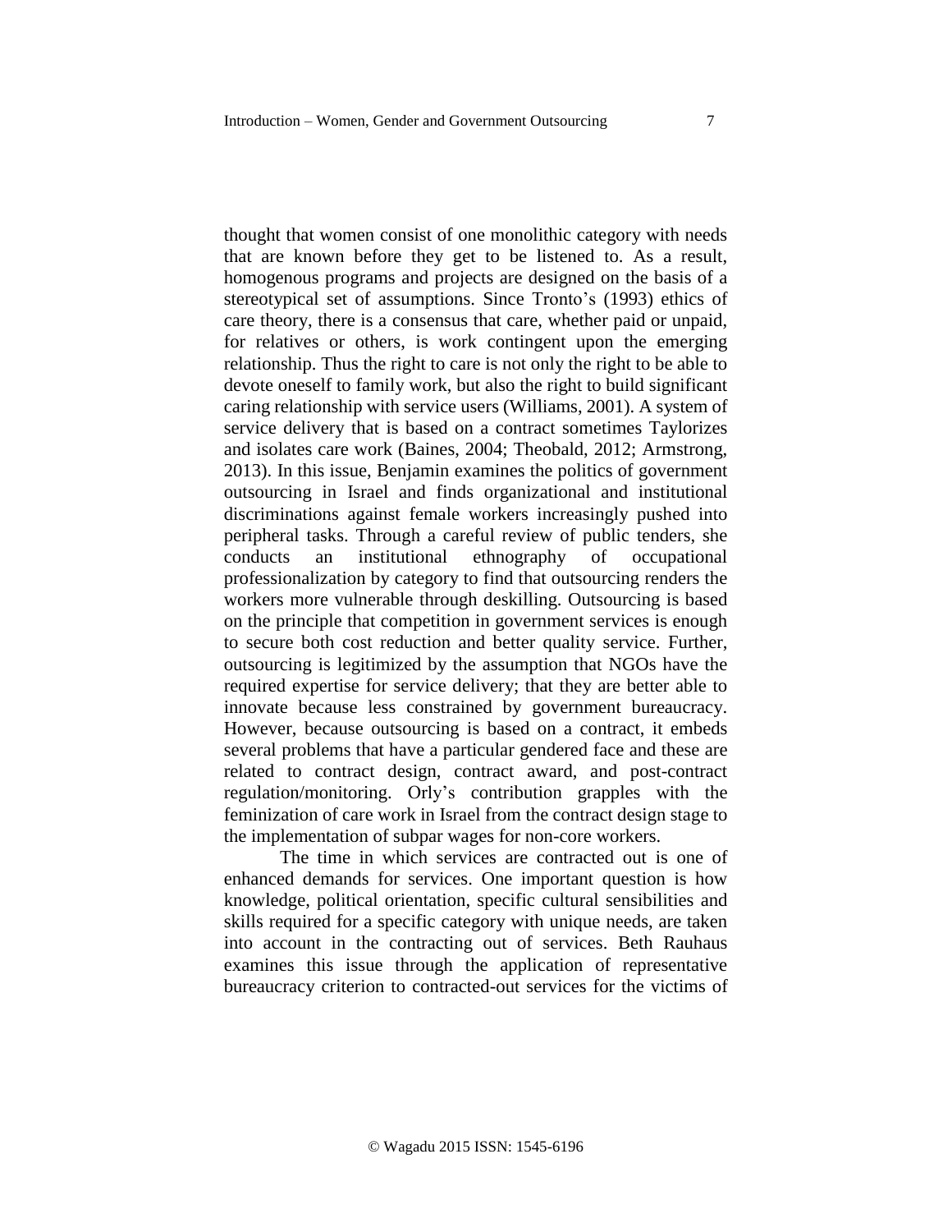thought that women consist of one monolithic category with needs that are known before they get to be listened to. As a result, homogenous programs and projects are designed on the basis of a stereotypical set of assumptions. Since Tronto's (1993) ethics of care theory, there is a consensus that care, whether paid or unpaid, for relatives or others, is work contingent upon the emerging relationship. Thus the right to care is not only the right to be able to devote oneself to family work, but also the right to build significant caring relationship with service users (Williams, 2001). A system of service delivery that is based on a contract sometimes Taylorizes and isolates care work (Baines, 2004; Theobald, 2012; Armstrong, 2013). In this issue, Benjamin examines the politics of government outsourcing in Israel and finds organizational and institutional discriminations against female workers increasingly pushed into peripheral tasks. Through a careful review of public tenders, she conducts an institutional ethnography of occupational professionalization by category to find that outsourcing renders the workers more vulnerable through deskilling. Outsourcing is based on the principle that competition in government services is enough to secure both cost reduction and better quality service. Further, outsourcing is legitimized by the assumption that NGOs have the required expertise for service delivery; that they are better able to innovate because less constrained by government bureaucracy. However, because outsourcing is based on a contract, it embeds several problems that have a particular gendered face and these are related to contract design, contract award, and post-contract regulation/monitoring. Orly's contribution grapples with the feminization of care work in Israel from the contract design stage to the implementation of subpar wages for non-core workers.

The time in which services are contracted out is one of enhanced demands for services. One important question is how knowledge, political orientation, specific cultural sensibilities and skills required for a specific category with unique needs, are taken into account in the contracting out of services. Beth Rauhaus examines this issue through the application of representative bureaucracy criterion to contracted-out services for the victims of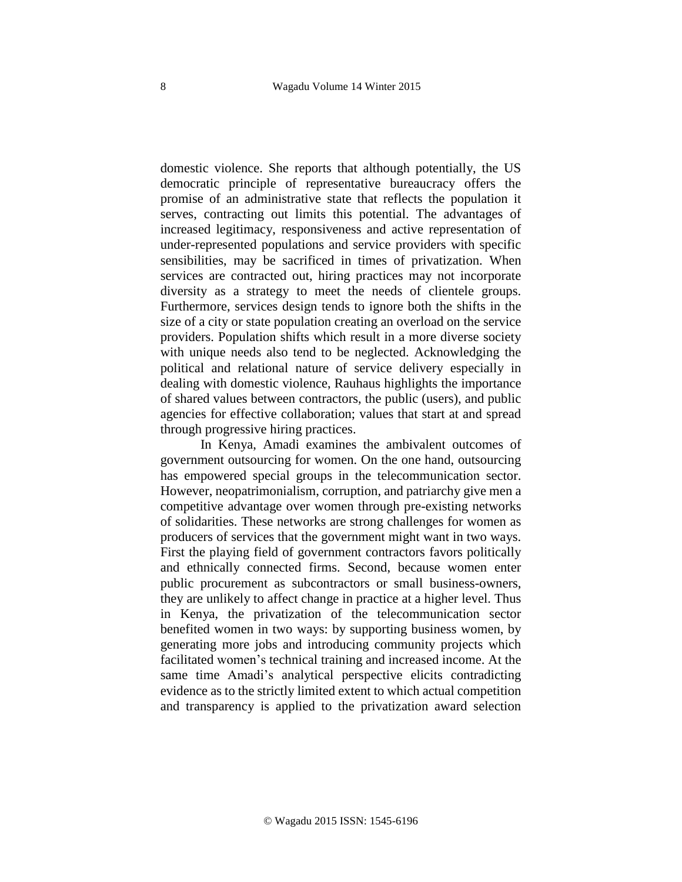domestic violence. She reports that although potentially, the US democratic principle of representative bureaucracy offers the promise of an administrative state that reflects the population it serves, contracting out limits this potential. The advantages of increased legitimacy, responsiveness and active representation of under-represented populations and service providers with specific sensibilities, may be sacrificed in times of privatization. When services are contracted out, hiring practices may not incorporate diversity as a strategy to meet the needs of clientele groups. Furthermore, services design tends to ignore both the shifts in the size of a city or state population creating an overload on the service providers. Population shifts which result in a more diverse society with unique needs also tend to be neglected. Acknowledging the political and relational nature of service delivery especially in dealing with domestic violence, Rauhaus highlights the importance of shared values between contractors, the public (users), and public agencies for effective collaboration; values that start at and spread through progressive hiring practices.

In Kenya, Amadi examines the ambivalent outcomes of government outsourcing for women. On the one hand, outsourcing has empowered special groups in the telecommunication sector. However, neopatrimonialism, corruption, and patriarchy give men a competitive advantage over women through pre-existing networks of solidarities. These networks are strong challenges for women as producers of services that the government might want in two ways. First the playing field of government contractors favors politically and ethnically connected firms. Second, because women enter public procurement as subcontractors or small business-owners, they are unlikely to affect change in practice at a higher level. Thus in Kenya, the privatization of the telecommunication sector benefited women in two ways: by supporting business women, by generating more jobs and introducing community projects which facilitated women's technical training and increased income. At the same time Amadi's analytical perspective elicits contradicting evidence as to the strictly limited extent to which actual competition and transparency is applied to the privatization award selection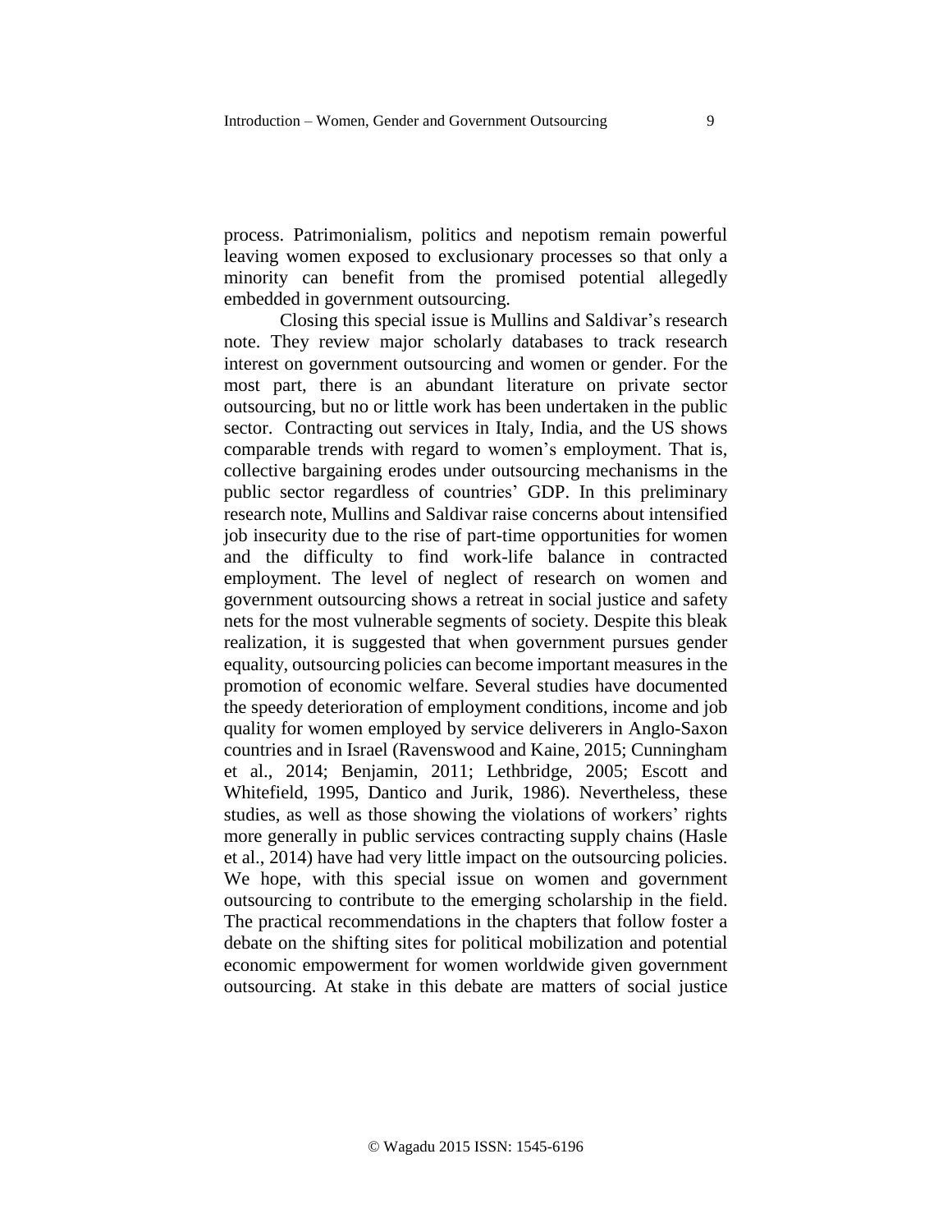process. Patrimonialism, politics and nepotism remain powerful leaving women exposed to exclusionary processes so that only a minority can benefit from the promised potential allegedly embedded in government outsourcing.

Closing this special issue is Mullins and Saldivar's research note. They review major scholarly databases to track research interest on government outsourcing and women or gender. For the most part, there is an abundant literature on private sector outsourcing, but no or little work has been undertaken in the public sector. Contracting out services in Italy, India, and the US shows comparable trends with regard to women's employment. That is, collective bargaining erodes under outsourcing mechanisms in the public sector regardless of countries' GDP. In this preliminary research note, Mullins and Saldivar raise concerns about intensified job insecurity due to the rise of part-time opportunities for women and the difficulty to find work-life balance in contracted employment. The level of neglect of research on women and government outsourcing shows a retreat in social justice and safety nets for the most vulnerable segments of society. Despite this bleak realization, it is suggested that when government pursues gender equality, outsourcing policies can become important measures in the promotion of economic welfare. Several studies have documented the speedy deterioration of employment conditions, income and job quality for women employed by service deliverers in Anglo-Saxon countries and in Israel (Ravenswood and Kaine, 2015; Cunningham et al., 2014; Benjamin, 2011; Lethbridge, 2005; Escott and Whitefield, 1995, Dantico and Jurik, 1986). Nevertheless, these studies, as well as those showing the violations of workers' rights more generally in public services contracting supply chains (Hasle et al., 2014) have had very little impact on the outsourcing policies. We hope, with this special issue on women and government outsourcing to contribute to the emerging scholarship in the field. The practical recommendations in the chapters that follow foster a debate on the shifting sites for political mobilization and potential economic empowerment for women worldwide given government outsourcing. At stake in this debate are matters of social justice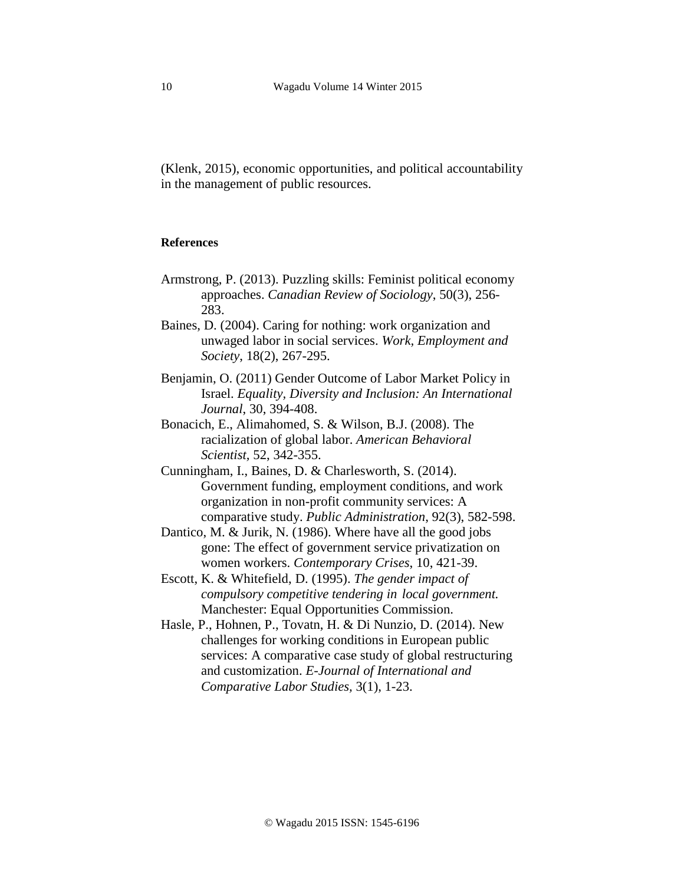(Klenk, 2015), economic opportunities, and political accountability in the management of public resources.

**References**

Armstrong, P. (2013). Puzzling skills: Feminist political economy approaches. *Canadian Review of Sociology*, 50(3), 256-283.

Baines, D. (2004). Caring for nothing: work organization and unwaged labor in social services. *Work, Employment and Society*, 18(2), 267-295.

Benjamin, O. (2011) Gender Outcome of Labor Market Policy in Israel. *Equality, Diversity and Inclusion: An International Journal*, 30, 394-408.

Bonacich, E., Alimahomed, S. & Wilson, B.J. (2008). The racialization of global labor. *American Behavioral Scientist*, 52, 342-355.

Cunningham, I., Baines, D. & Charlesworth, S. (2014). Government funding, employment conditions, and work organization in non-profit community services: A comparative study. *Public Administration*, 92(3), 582-598.

Dantico, M. & Jurik, N. (1986). Where have all the good jobs gone: The effect of government service privatization on women workers. *Contemporary Crises*, 10, 421-39.

Escott, K. & Whitefield, D. (1995). *The gender impact of compulsory competitive tendering in local government.* Manchester: Equal Opportunities Commission.

Hasle, P., Hohnen, P., Tovatn, H. & Di Nunzio, D. (2014). New challenges for working conditions in European public services: A comparative case study of global restructuring and customization. *E-Journal of International and Comparative Labor Studies*, 3(1), 1-23.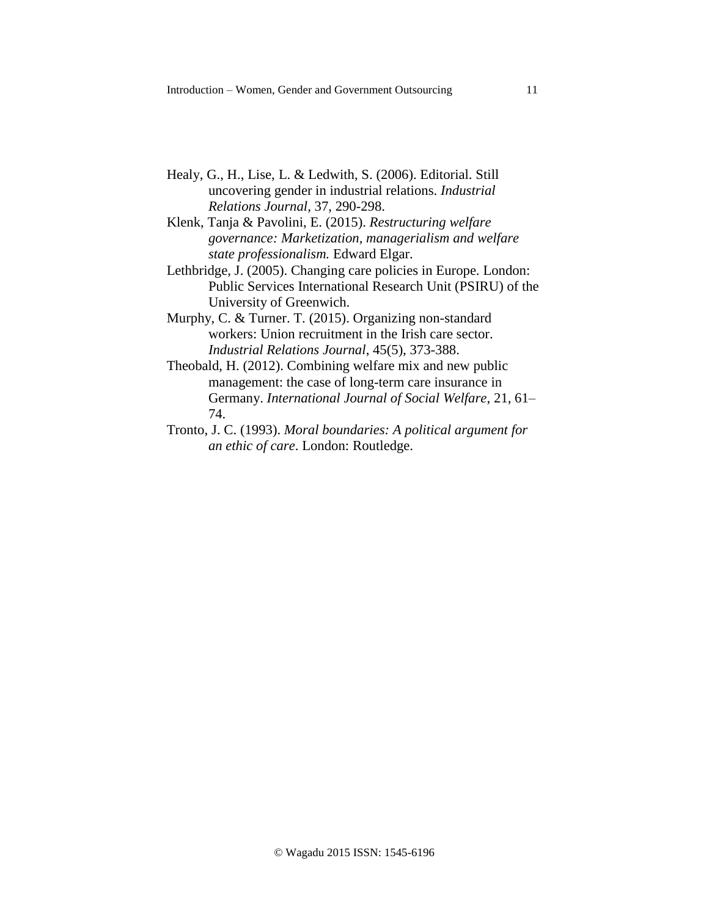Healy, G., H., Lise, L. & Ledwith, S. (2006). Editorial. Still uncovering gender in industrial relations. *Industrial Relations Journal*, 37, 290-298.

Klenk, Tanja & Pavolini, E. (2015). *Restructuring welfare governance: Marketization, managerialism and welfare state professionalism.* Edward Elgar.

Lethbridge, J. (2005). Changing care policies in Europe. London: Public Services International Research Unit (PSIRU) of the University of Greenwich.

Murphy, C. & Turner. T. (2015). Organizing non-standard workers: Union recruitment in the Irish care sector. *Industrial Relations Journal*, 45(5), 373-388.

Theobald, H. (2012). Combining welfare mix and new public management: the case of long-term care insurance in Germany. *International Journal of Social Welfare*, 21, 61–74.

Tronto, J. C. (1993). *Moral boundaries: A political argument for an ethic of care*. London: Routledge.